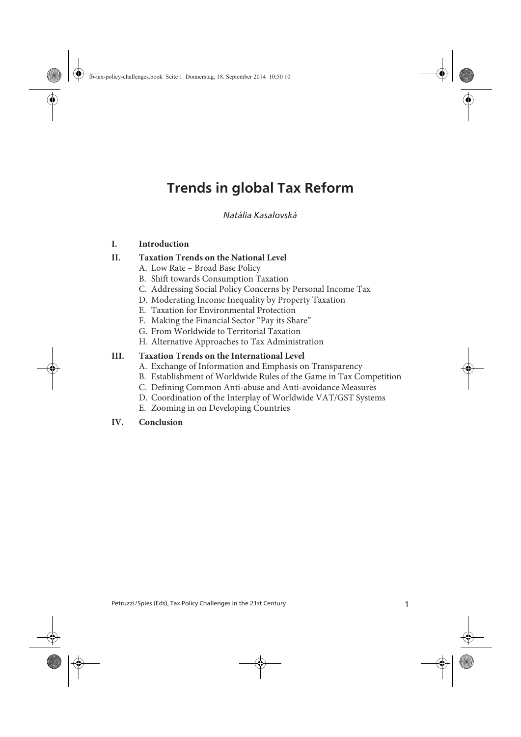# Trends in global Tax Reform

*Natália Kasalovská*

**I. Introduction**

**II. Taxation Trends on the National Level**

- A. Low Rate – Broad Base Policy
- B. Shift towards Consumption Taxation
- C. Addressing Social Policy Concerns by Personal Income Tax
- D. Moderating Income Inequality by Property Taxation
- E. Taxation for Environmental Protection
- F. Making the Financial Sector "Pay its Share"
- G. From Worldwide to Territorial Taxation
- H. Alternative Approaches to Tax Administration

**III. Taxation Trends on the International Level**

- A. Exchange of Information and Emphasis on Transparency
- B. Establishment of Worldwide Rules of the Game in Tax Competition
- C. Defining Common Anti-abuse and Anti-avoidance Measures
- D. Coordination of the Interplay of Worldwide VAT/GST Systems
- E. Zooming in on Developing Countries

**IV. Conclusion**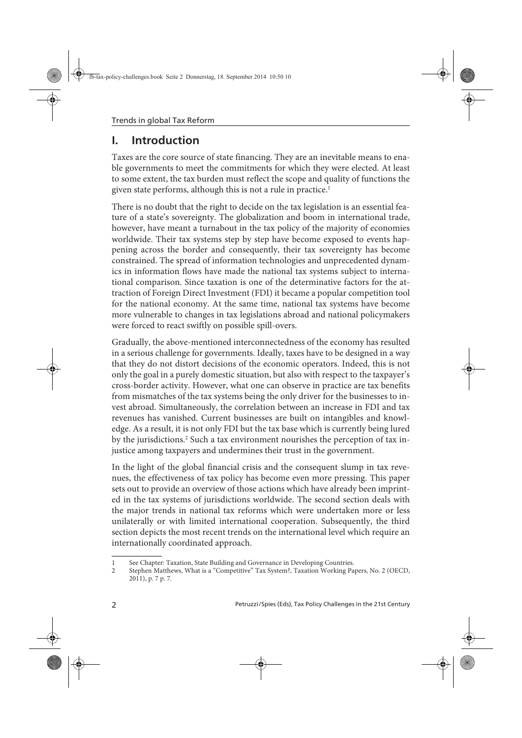## I. Introduction

Taxes are the core source of state financing. They are an inevitable means to enable governments to meet the commitments for which they were elected. At least to some extent, the tax burden must reflect the scope and quality of functions the given state performs, although this is not a rule in practice.[1]

There is no doubt that the right to decide on the tax legislation is an essential feature of a state's sovereignty. The globalization and boom in international trade, however, have meant a turnabout in the tax policy of the majority of economies worldwide. Their tax systems step by step have become exposed to events happening across the border and consequently, their tax sovereignty has become constrained. The spread of information technologies and unprecedented dynamics in information flows have made the national tax systems subject to international comparison. Since taxation is one of the determinative factors for the attraction of Foreign Direct Investment (FDI) it became a popular competition tool for the national economy. At the same time, national tax systems have become more vulnerable to changes in tax legislations abroad and national policymakers were forced to react swiftly on possible spill-overs.

Gradually, the above-mentioned interconnectedness of the economy has resulted in a serious challenge for governments. Ideally, taxes have to be designed in a way that they do not distort decisions of the economic operators. Indeed, this is not only the goal in a purely domestic situation, but also with respect to the taxpayer's cross-border activity. However, what one can observe in practice are tax benefits from mismatches of the tax systems being the only driver for the businesses to invest abroad. Simultaneously, the correlation between an increase in FDI and tax revenues has vanished. Current businesses are built on intangibles and knowledge. As a result, it is not only FDI but the tax base which is currently being lured by the jurisdictions.[2] Such a tax environment nourishes the perception of tax injustice among taxpayers and undermines their trust in the government.

In the light of the global financial crisis and the consequent slump in tax revenues, the effectiveness of tax policy has become even more pressing. This paper sets out to provide an overview of those actions which have already been imprinted in the tax systems of jurisdictions worldwide. The second section deals with the major trends in national tax reforms which were undertaken more or less unilaterally or with limited international cooperation. Subsequently, the third section depicts the most recent trends on the international level which require an internationally coordinated approach.

---

1 See Chapter: Taxation, State Building and Governance in Developing Countries.

2 Stephen Matthews, What is a "Competitive" Tax System?, Taxation Working Papers, No. 2 (OECD, 2011), p. 7 p. 7.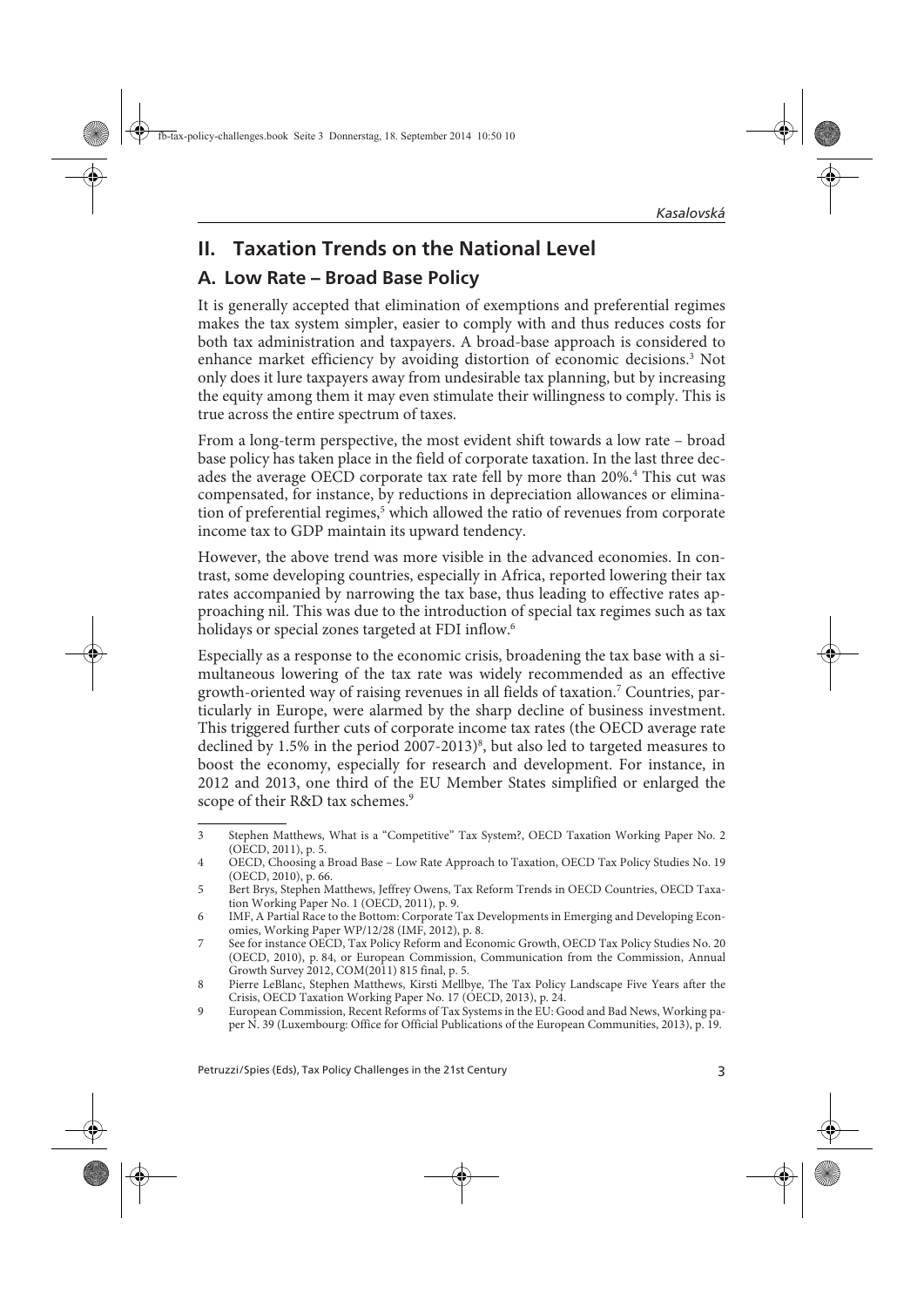## II. Taxation Trends on the National Level

### A. Low Rate – Broad Base Policy

It is generally accepted that elimination of exemptions and preferential regimes makes the tax system simpler, easier to comply with and thus reduces costs for both tax administration and taxpayers. A broad-base approach is considered to enhance market efficiency by avoiding distortion of economic decisions.[3] Not only does it lure taxpayers away from undesirable tax planning, but by increasing the equity among them it may even stimulate their willingness to comply. This is true across the entire spectrum of taxes.

From a long-term perspective, the most evident shift towards a low rate – broad base policy has taken place in the field of corporate taxation. In the last three decades the average OECD corporate tax rate fell by more than 20%.[4] This cut was compensated, for instance, by reductions in depreciation allowances or elimination of preferential regimes,[5] which allowed the ratio of revenues from corporate income tax to GDP maintain its upward tendency.

However, the above trend was more visible in the advanced economies. In contrast, some developing countries, especially in Africa, reported lowering their tax rates accompanied by narrowing the tax base, thus leading to effective rates approaching nil. This was due to the introduction of special tax regimes such as tax holidays or special zones targeted at FDI inflow.[6]

Especially as a response to the economic crisis, broadening the tax base with a simultaneous lowering of the tax rate was widely recommended as an effective growth-oriented way of raising revenues in all fields of taxation.[7] Countries, particularly in Europe, were alarmed by the sharp decline of business investment. This triggered further cuts of corporate income tax rates (the OECD average rate declined by 1.5% in the period 2007-2013)[8], but also led to targeted measures to boost the economy, especially for research and development. For instance, in 2012 and 2013, one third of the EU Member States simplified or enlarged the scope of their R&D tax schemes.[9]

---

3 Stephen Matthews, What is a "Competitive" Tax System?, OECD Taxation Working Paper No. 2 (OECD, 2011), p. 5.

4 OECD, Choosing a Broad Base – Low Rate Approach to Taxation, OECD Tax Policy Studies No. 19 (OECD, 2010), p. 66.

5 Bert Brys, Stephen Matthews, Jeffrey Owens, Tax Reform Trends in OECD Countries, OECD Taxation Working Paper No. 1 (OECD, 2011), p. 9.

6 IMF, A Partial Race to the Bottom: Corporate Tax Developments in Emerging and Developing Economies, Working Paper WP/12/28 (IMF, 2012), p. 8.

7 See for instance OECD, Tax Policy Reform and Economic Growth, OECD Tax Policy Studies No. 20 (OECD, 2010), p. 84, or European Commission, Communication from the Commission, Annual Growth Survey 2012, COM(2011) 815 final, p. 5.

8 Pierre LeBlanc, Stephen Matthews, Kirsti Mellbye, The Tax Policy Landscape Five Years after the Crisis, OECD Taxation Working Paper No. 17 (OECD, 2013), p. 24.

9 European Commission, Recent Reforms of Tax Systems in the EU: Good and Bad News, Working paper N. 39 (Luxembourg: Office for Official Publications of the European Communities, 2013), p. 19.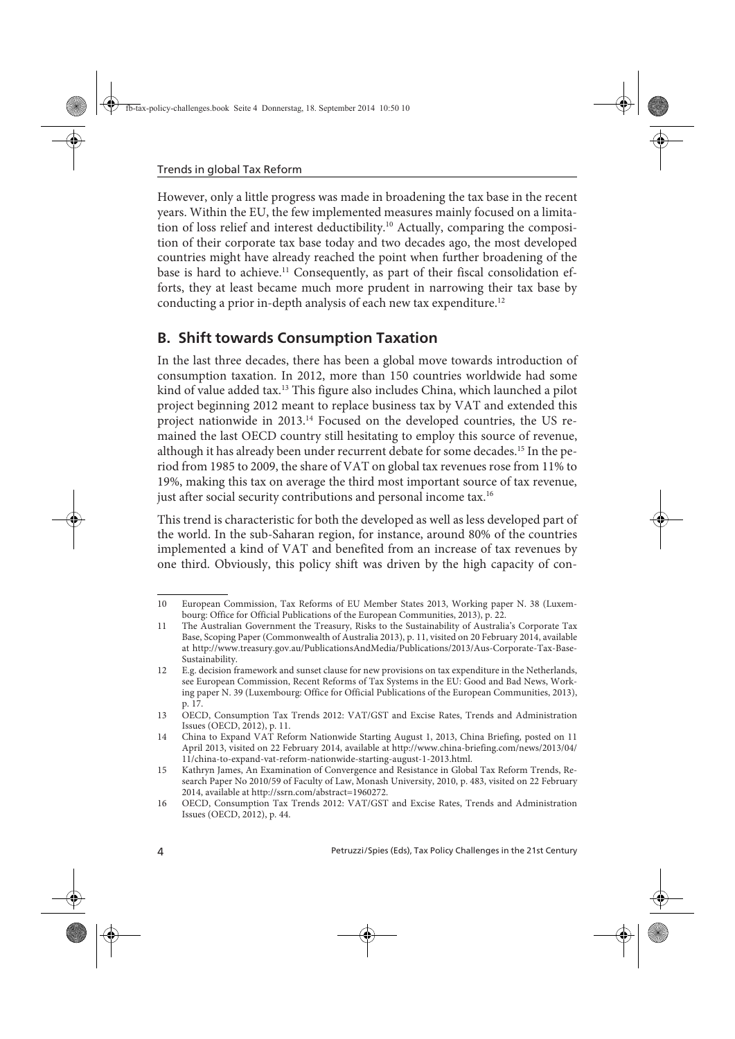However, only a little progress was made in broadening the tax base in the recent years. Within the EU, the few implemented measures mainly focused on a limitation of loss relief and interest deductibility.[10] Actually, comparing the composition of their corporate tax base today and two decades ago, the most developed countries might have already reached the point when further broadening of the base is hard to achieve.[11] Consequently, as part of their fiscal consolidation efforts, they at least became much more prudent in narrowing their tax base by conducting a prior in-depth analysis of each new tax expenditure.[12]

## B. Shift towards Consumption Taxation

In the last three decades, there has been a global move towards introduction of consumption taxation. In 2012, more than 150 countries worldwide had some kind of value added tax.[13] This figure also includes China, which launched a pilot project beginning 2012 meant to replace business tax by VAT and extended this project nationwide in 2013.[14] Focused on the developed countries, the US remained the last OECD country still hesitating to employ this source of revenue, although it has already been under recurrent debate for some decades.[15] In the period from 1985 to 2009, the share of VAT on global tax revenues rose from 11% to 19%, making this tax on average the third most important source of tax revenue, just after social security contributions and personal income tax.[16]

This trend is characteristic for both the developed as well as less developed part of the world. In the sub-Saharan region, for instance, around 80% of the countries implemented a kind of VAT and benefited from an increase of tax revenues by one third. Obviously, this policy shift was driven by the high capacity of con-

---

10 European Commission, Tax Reforms of EU Member States 2013, Working paper N. 38 (Luxembourg: Office for Official Publications of the European Communities, 2013), p. 22.

11 The Australian Government the Treasury, Risks to the Sustainability of Australia's Corporate Tax Base, Scoping Paper (Commonwealth of Australia 2013), p. 11, visited on 20 February 2014, available at http://www.treasury.gov.au/PublicationsAndMedia/Publications/2013/Aus-Corporate-Tax-Base-Sustainability.

12 E.g. decision framework and sunset clause for new provisions on tax expenditure in the Netherlands, see European Commission, Recent Reforms of Tax Systems in the EU: Good and Bad News, Working paper N. 39 (Luxembourg: Office for Official Publications of the European Communities, 2013), p. 17.

13 OECD, Consumption Tax Trends 2012: VAT/GST and Excise Rates, Trends and Administration Issues (OECD, 2012), p. 11.

14 China to Expand VAT Reform Nationwide Starting August 1, 2013, China Briefing, posted on 11 April 2013, visited on 22 February 2014, available at http://www.china-briefing.com/news/2013/04/11/china-to-expand-vat-reform-nationwide-starting-august-1-2013.html.

15 Kathryn James, An Examination of Convergence and Resistance in Global Tax Reform Trends, Research Paper No 2010/59 of Faculty of Law, Monash University, 2010, p. 483, visited on 22 February 2014, available at http://ssrn.com/abstract=1960272.

16 OECD, Consumption Tax Trends 2012: VAT/GST and Excise Rates, Trends and Administration Issues (OECD, 2012), p. 44.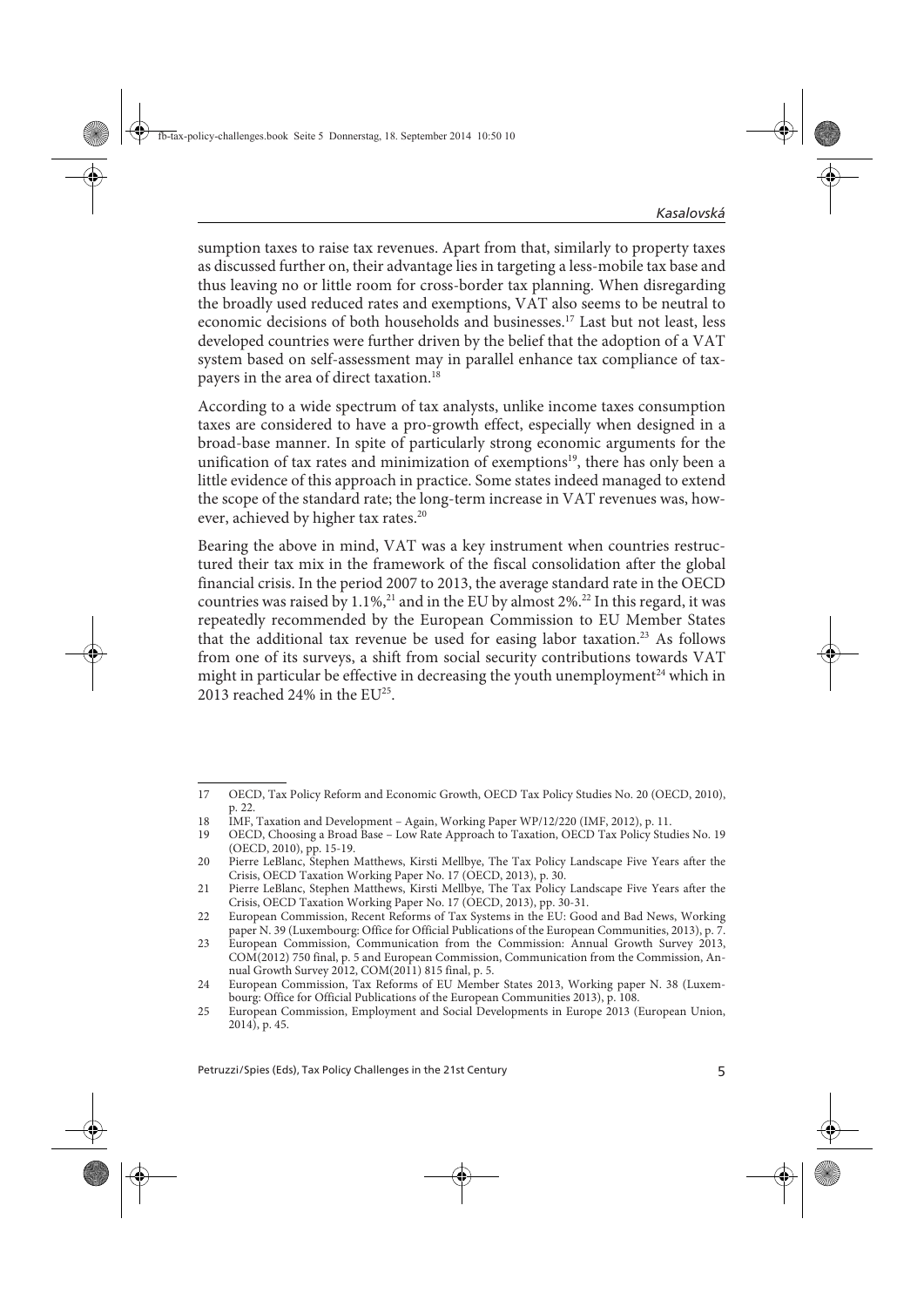sumption taxes to raise tax revenues. Apart from that, similarly to property taxes as discussed further on, their advantage lies in targeting a less-mobile tax base and thus leaving no or little room for cross-border tax planning. When disregarding the broadly used reduced rates and exemptions, VAT also seems to be neutral to economic decisions of both households and businesses.[17] Last but not least, less developed countries were further driven by the belief that the adoption of a VAT system based on self-assessment may in parallel enhance tax compliance of taxpayers in the area of direct taxation.[18]

According to a wide spectrum of tax analysts, unlike income taxes consumption taxes are considered to have a pro-growth effect, especially when designed in a broad-base manner. In spite of particularly strong economic arguments for the unification of tax rates and minimization of exemptions[19], there has only been a little evidence of this approach in practice. Some states indeed managed to extend the scope of the standard rate; the long-term increase in VAT revenues was, however, achieved by higher tax rates.[20]

Bearing the above in mind, VAT was a key instrument when countries restructured their tax mix in the framework of the fiscal consolidation after the global financial crisis. In the period 2007 to 2013, the average standard rate in the OECD countries was raised by 1.1%,[21] and in the EU by almost 2%.[22] In this regard, it was repeatedly recommended by the European Commission to EU Member States that the additional tax revenue be used for easing labor taxation.[23] As follows from one of its surveys, a shift from social security contributions towards VAT might in particular be effective in decreasing the youth unemployment[24] which in 2013 reached 24% in the EU[25].

---

17 OECD, Tax Policy Reform and Economic Growth, OECD Tax Policy Studies No. 20 (OECD, 2010), p. 22.

18 IMF, Taxation and Development – Again, Working Paper WP/12/220 (IMF, 2012), p. 11.

19 OECD, Choosing a Broad Base – Low Rate Approach to Taxation, OECD Tax Policy Studies No. 19 (OECD, 2010), pp. 15-19.

20 Pierre LeBlanc, Stephen Matthews, Kirsti Mellbye, The Tax Policy Landscape Five Years after the Crisis, OECD Taxation Working Paper No. 17 (OECD, 2013), p. 30.

21 Pierre LeBlanc, Stephen Matthews, Kirsti Mellbye, The Tax Policy Landscape Five Years after the Crisis, OECD Taxation Working Paper No. 17 (OECD, 2013), pp. 30-31.

22 European Commission, Recent Reforms of Tax Systems in the EU: Good and Bad News, Working paper N. 39 (Luxembourg: Office for Official Publications of the European Communities, 2013), p. 7.

23 European Commission, Communication from the Commission: Annual Growth Survey 2013, COM(2012) 750 final, p. 5 and European Commission, Communication from the Commission, Annual Growth Survey 2012, COM(2011) 815 final, p. 5.

24 European Commission, Tax Reforms of EU Member States 2013, Working paper N. 38 (Luxembourg: Office for Official Publications of the European Communities 2013), p. 108.

25 European Commission, Employment and Social Developments in Europe 2013 (European Union, 2014), p. 45.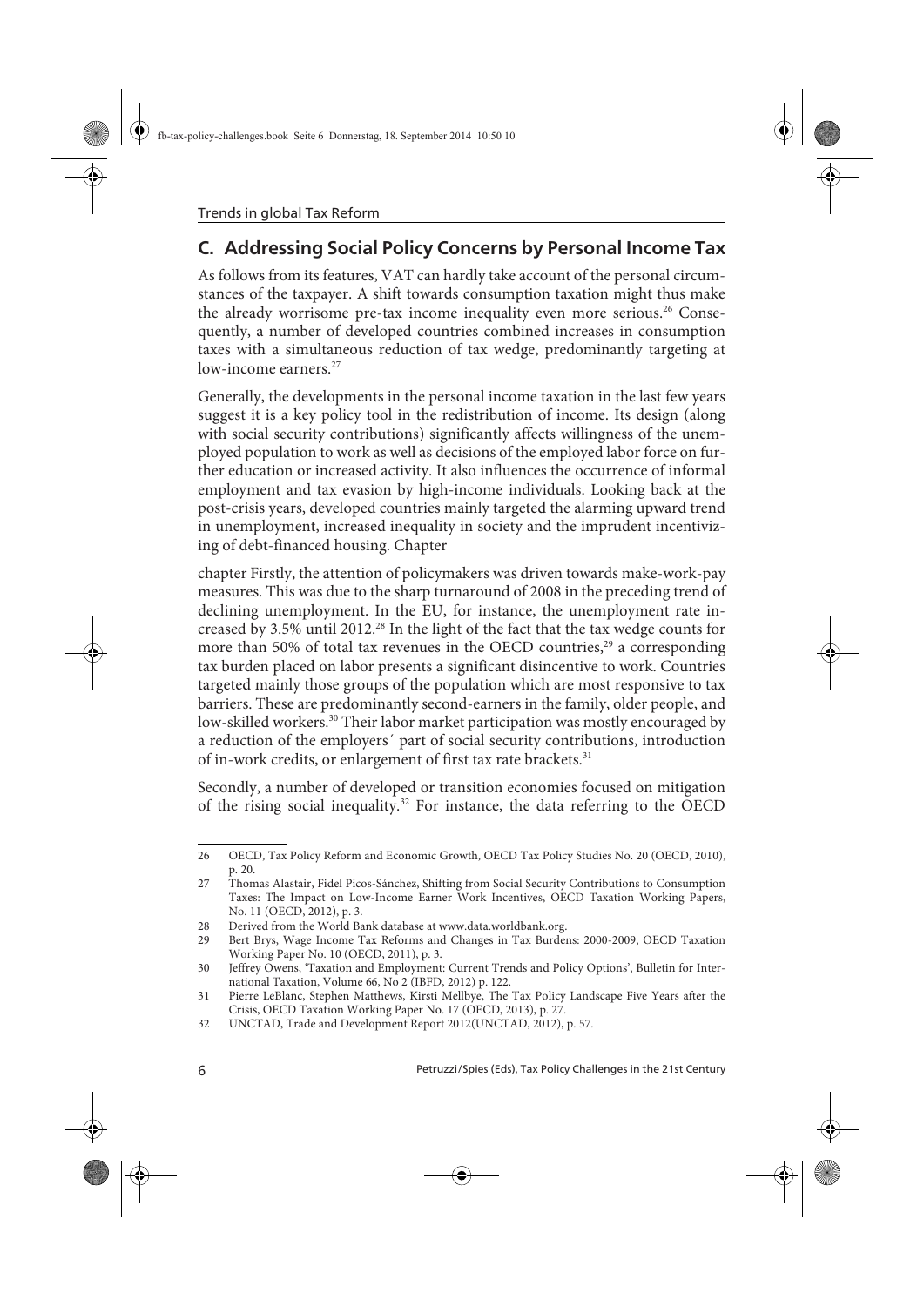## C. Addressing Social Policy Concerns by Personal Income Tax

As follows from its features, VAT can hardly take account of the personal circumstances of the taxpayer. A shift towards consumption taxation might thus make the already worrisome pre-tax income inequality even more serious.[26] Consequently, a number of developed countries combined increases in consumption taxes with a simultaneous reduction of tax wedge, predominantly targeting at low-income earners.[27]

Generally, the developments in the personal income taxation in the last few years suggest it is a key policy tool in the redistribution of income. Its design (along with social security contributions) significantly affects willingness of the unemployed population to work as well as decisions of the employed labor force on further education or increased activity. It also influences the occurrence of informal employment and tax evasion by high-income individuals. Looking back at the post-crisis years, developed countries mainly targeted the alarming upward trend in unemployment, increased inequality in society and the imprudent incentivizing of debt-financed housing. Chapter

chapter Firstly, the attention of policymakers was driven towards make-work-pay measures. This was due to the sharp turnaround of 2008 in the preceding trend of declining unemployment. In the EU, for instance, the unemployment rate increased by 3.5% until 2012.[28] In the light of the fact that the tax wedge counts for more than 50% of total tax revenues in the OECD countries,[29] a corresponding tax burden placed on labor presents a significant disincentive to work. Countries targeted mainly those groups of the population which are most responsive to tax barriers. These are predominantly second-earners in the family, older people, and low-skilled workers.[30] Their labor market participation was mostly encouraged by a reduction of the employers´ part of social security contributions, introduction of in-work credits, or enlargement of first tax rate brackets.[31]

Secondly, a number of developed or transition economies focused on mitigation of the rising social inequality.[32] For instance, the data referring to the OECD

---

26 OECD, Tax Policy Reform and Economic Growth, OECD Tax Policy Studies No. 20 (OECD, 2010), p. 20.

27 Thomas Alastair, Fidel Picos-Sánchez, Shifting from Social Security Contributions to Consumption Taxes: The Impact on Low-Income Earner Work Incentives, OECD Taxation Working Papers, No. 11 (OECD, 2012), p. 3.

28 Derived from the World Bank database at www.data.worldbank.org.

29 Bert Brys, Wage Income Tax Reforms and Changes in Tax Burdens: 2000-2009, OECD Taxation Working Paper No. 10 (OECD, 2011), p. 3.

30 Jeffrey Owens, 'Taxation and Employment: Current Trends and Policy Options', Bulletin for International Taxation, Volume 66, No 2 (IBFD, 2012) p. 122.

31 Pierre LeBlanc, Stephen Matthews, Kirsti Mellbye, The Tax Policy Landscape Five Years after the Crisis, OECD Taxation Working Paper No. 17 (OECD, 2013), p. 27.

32 UNCTAD, Trade and Development Report 2012(UNCTAD, 2012), p. 57.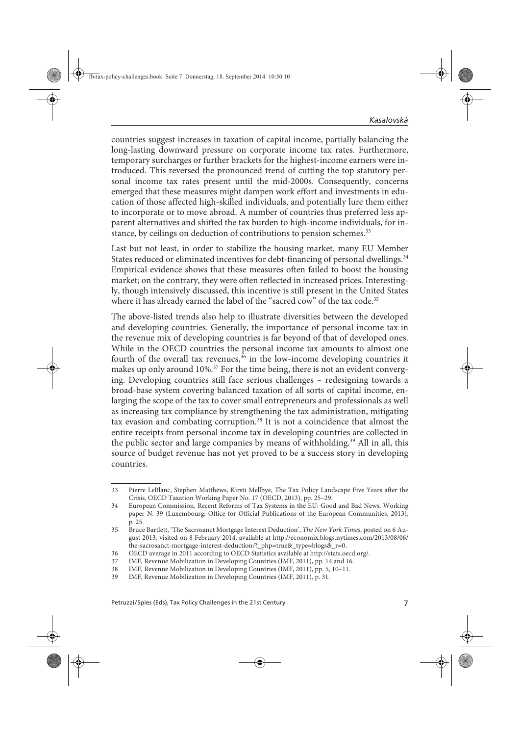countries suggest increases in taxation of capital income, partially balancing the long-lasting downward pressure on corporate income tax rates. Furthermore, temporary surcharges or further brackets for the highest-income earners were introduced. This reversed the pronounced trend of cutting the top statutory personal income tax rates present until the mid-2000s. Consequently, concerns emerged that these measures might dampen work effort and investments in education of those affected high-skilled individuals, and potentially lure them either to incorporate or to move abroad. A number of countries thus preferred less apparent alternatives and shifted the tax burden to high-income individuals, for instance, by ceilings on deduction of contributions to pension schemes.[33]

Last but not least, in order to stabilize the housing market, many EU Member States reduced or eliminated incentives for debt-financing of personal dwellings.[34] Empirical evidence shows that these measures often failed to boost the housing market; on the contrary, they were often reflected in increased prices. Interestingly, though intensively discussed, this incentive is still present in the United States where it has already earned the label of the "sacred cow" of the tax code.[35]

The above-listed trends also help to illustrate diversities between the developed and developing countries. Generally, the importance of personal income tax in the revenue mix of developing countries is far beyond of that of developed ones. While in the OECD countries the personal income tax amounts to almost one fourth of the overall tax revenues,[36] in the low-income developing countries it makes up only around 10%.[37] For the time being, there is not an evident converging. Developing countries still face serious challenges – redesigning towards a broad-base system covering balanced taxation of all sorts of capital income, enlarging the scope of the tax to cover small entrepreneurs and professionals as well as increasing tax compliance by strengthening the tax administration, mitigating tax evasion and combating corruption.[38] It is not a coincidence that almost the entire receipts from personal income tax in developing countries are collected in the public sector and large companies by means of withholding.[39] All in all, this source of budget revenue has not yet proved to be a success story in developing countries.

---

33 Pierre LeBlanc, Stephen Matthews, Kirsti Mellbye, The Tax Policy Landscape Five Years after the Crisis, OECD Taxation Working Paper No. 17 (OECD, 2013), pp. 25–29.

34 European Commission, Recent Reforms of Tax Systems in the EU: Good and Bad News, Working paper N. 39 (Luxembourg: Office for Official Publications of the European Communities, 2013), p. 25.

35 Bruce Bartlett, 'The Sacrosanct Mortgage Interest Deduction', *The New York Times*, posted on 6 August 2013, visited on 8 February 2014, available at http://economix.blogs.nytimes.com/2013/08/06/the-sacrosanct-mortgage-interest-deduction/?_php=true&_type=blogs&_r=0.

36 OECD average in 2011 according to OECD Statistics available at http://stats.oecd.org/.

37 IMF, Revenue Mobilization in Developing Countries (IMF, 2011), pp. 14 and 16.

38 IMF, Revenue Mobilization in Developing Countries (IMF, 2011), pp. 5, 10–11.

39 IMF, Revenue Mobilization in Developing Countries (IMF, 2011), p. 31.